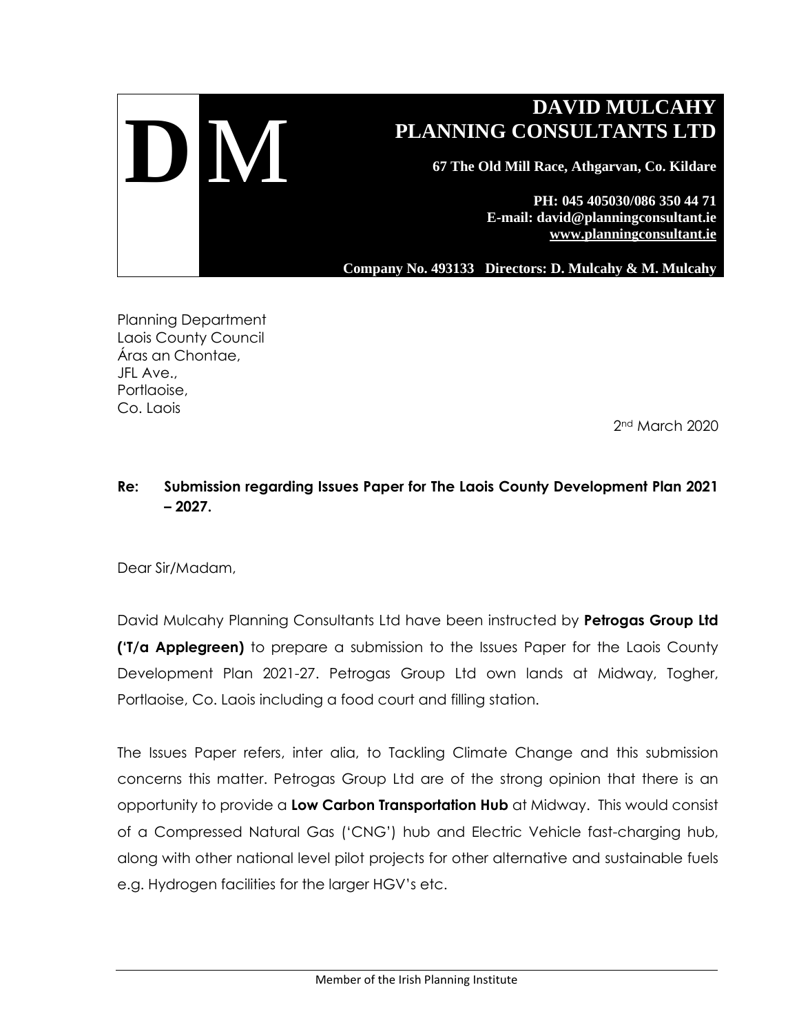**DM**

**DAVID MULCAHY PLANNING CONSULTANTS LTD**

**67 The Old Mill Race, Athgarvan, Co. Kildare**

**PH: 045 405030/086 350 44 71**
**E-mail: david@planningconsultant.ie**
**www.planningconsultant.ie**

**Company No. 493133 Directors: D. Mulcahy & M. Mulcahy**

Planning Department
Laois County Council
Áras an Chontae,
JFL Ave.,
Portlaoise,
Co. Laois

2nd March 2020

**Re: Submission regarding Issues Paper for The Laois County Development Plan 2021 – 2027.**

Dear Sir/Madam,

David Mulcahy Planning Consultants Ltd have been instructed by **Petrogas Group Ltd ('T/a Applegreen)** to prepare a submission to the Issues Paper for the Laois County Development Plan 2021-27. Petrogas Group Ltd own lands at Midway, Togher, Portlaoise, Co. Laois including a food court and filling station.

The Issues Paper refers, inter alia, to Tackling Climate Change and this submission concerns this matter. Petrogas Group Ltd are of the strong opinion that there is an opportunity to provide a **Low Carbon Transportation Hub** at Midway. This would consist of a Compressed Natural Gas ('CNG') hub and Electric Vehicle fast-charging hub, along with other national level pilot projects for other alternative and sustainable fuels e.g. Hydrogen facilities for the larger HGV's etc.

Member of the Irish Planning Institute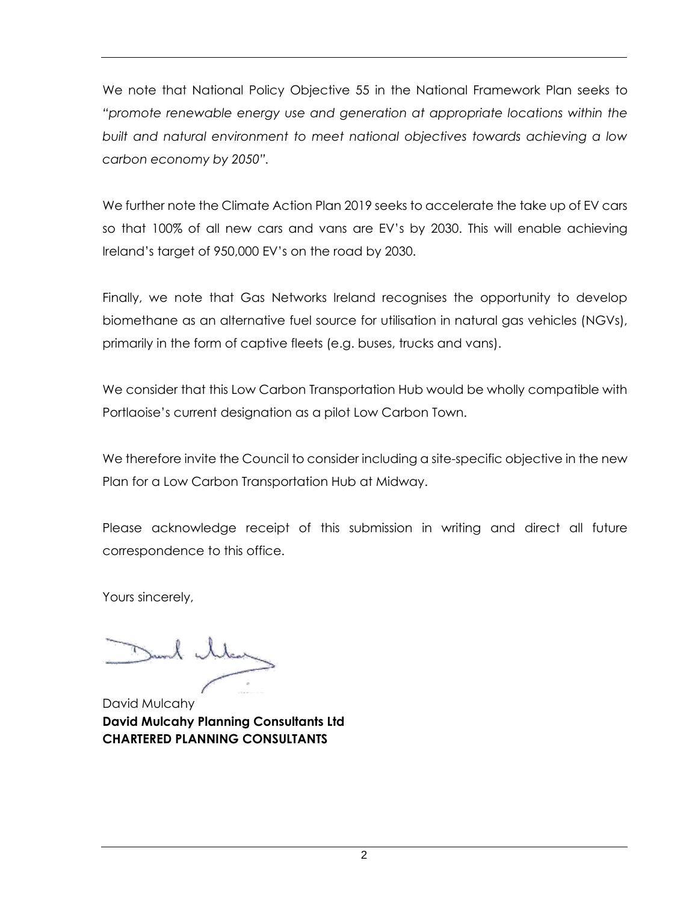We note that National Policy Objective 55 in the National Framework Plan seeks to *"promote renewable energy use and generation at appropriate locations within the built and natural environment to meet national objectives towards achieving a low carbon economy by 2050".*

We further note the Climate Action Plan 2019 seeks to accelerate the take up of EV cars so that 100% of all new cars and vans are EV's by 2030. This will enable achieving Ireland's target of 950,000 EV's on the road by 2030.

Finally, we note that Gas Networks Ireland recognises the opportunity to develop biomethane as an alternative fuel source for utilisation in natural gas vehicles (NGVs), primarily in the form of captive fleets (e.g. buses, trucks and vans).

We consider that this Low Carbon Transportation Hub would be wholly compatible with Portlaoise's current designation as a pilot Low Carbon Town.

We therefore invite the Council to consider including a site-specific objective in the new Plan for a Low Carbon Transportation Hub at Midway.

Please acknowledge receipt of this submission in writing and direct all future correspondence to this office.

Yours sincerely,

David Mulcahy
**David Mulcahy Planning Consultants Ltd**
**CHARTERED PLANNING CONSULTANTS**